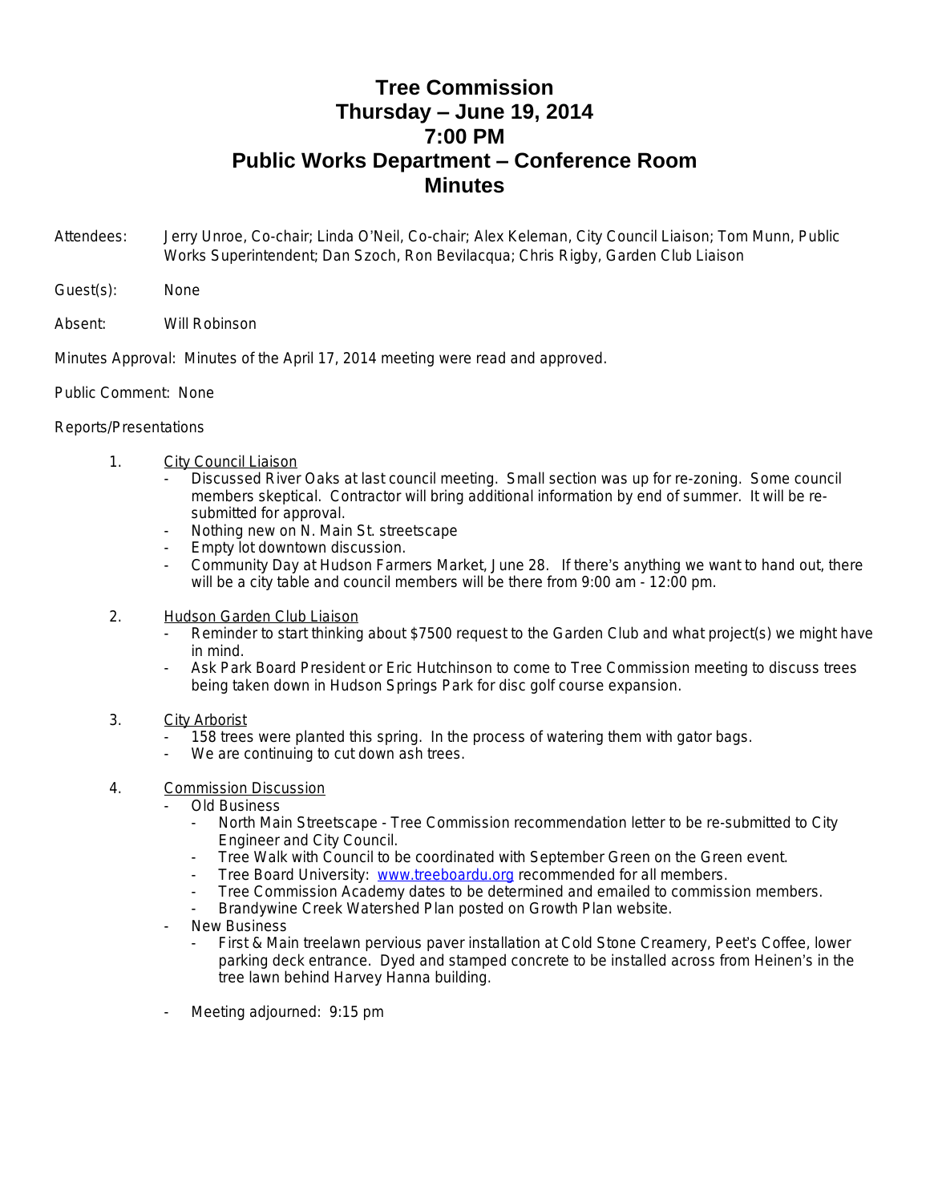# Tree Commission
# Thursday – June 19, 2014
# 7:00 PM
# Public Works Department – Conference Room
# Minutes

Attendees: Jerry Unroe, Co-chair; Linda O'Neil, Co-chair; Alex Keleman, City Council Liaison; Tom Munn, Public Works Superintendent; Dan Szoch, Ron Bevilacqua; Chris Rigby, Garden Club Liaison

Guest(s): None

Absent: Will Robinson

Minutes Approval: Minutes of the April 17, 2014 meeting were read and approved.

Public Comment: None

Reports/Presentations

1. City Council Liaison
   - Discussed River Oaks at last council meeting. Small section was up for re-zoning. Some council members skeptical. Contractor will bring additional information by end of summer. It will be re-submitted for approval.
   - Nothing new on N. Main St. streetscape
   - Empty lot downtown discussion.
   - Community Day at Hudson Farmers Market, June 28. If there's anything we want to hand out, there will be a city table and council members will be there from 9:00 am - 12:00 pm.

2. Hudson Garden Club Liaison
   - Reminder to start thinking about $7500 request to the Garden Club and what project(s) we might have in mind.
   - Ask Park Board President or Eric Hutchinson to come to Tree Commission meeting to discuss trees being taken down in Hudson Springs Park for disc golf course expansion.

3. City Arborist
   - 158 trees were planted this spring. In the process of watering them with gator bags.
   - We are continuing to cut down ash trees.

4. Commission Discussion
   - Old Business
     - North Main Streetscape - Tree Commission recommendation letter to be re-submitted to City Engineer and City Council.
     - Tree Walk with Council to be coordinated with September Green on the Green event.
     - Tree Board University: www.treeboardu.org recommended for all members.
     - Tree Commission Academy dates to be determined and emailed to commission members.
     - Brandywine Creek Watershed Plan posted on Growth Plan website.
   - New Business
     - First & Main treelawn pervious paver installation at Cold Stone Creamery, Peet's Coffee, lower parking deck entrance. Dyed and stamped concrete to be installed across from Heinen's in the tree lawn behind Harvey Hanna building.

   - Meeting adjourned: 9:15 pm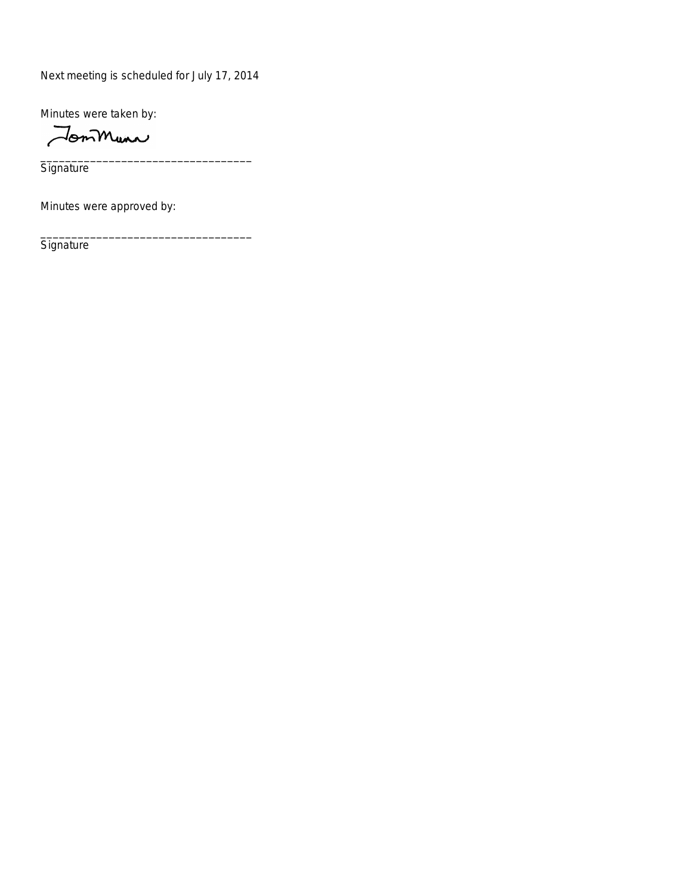Next meeting is scheduled for July 17, 2014

Minutes were taken by:

Tom Munn

_________________________________
Signature

Minutes were approved by:

_________________________________
Signature